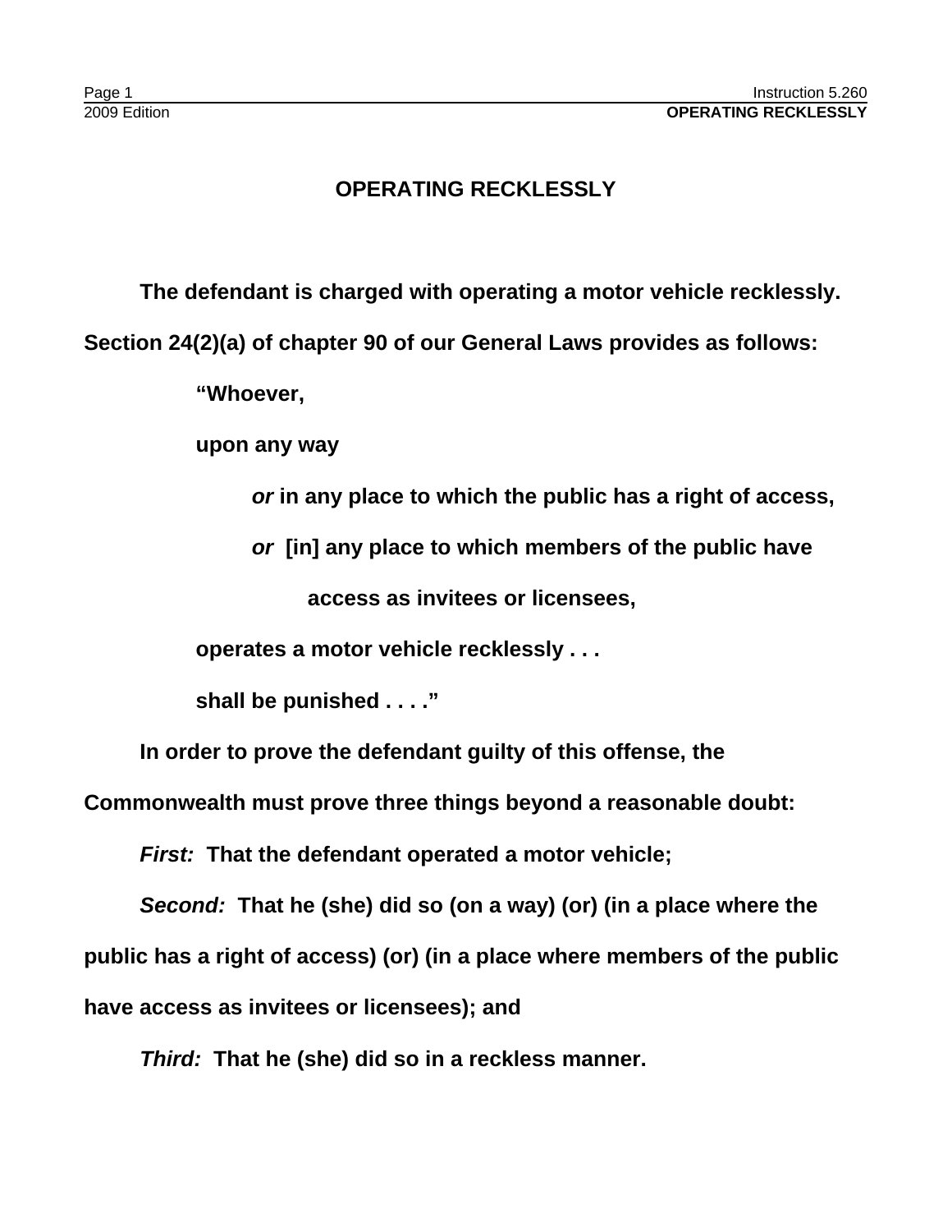# OPERATING RECKLESSLY

**The defendant is charged with operating a motor vehicle recklessly. Section 24(2)(a) of chapter 90 of our General Laws provides as follows:**

> **"Whoever,**
>
> **upon any way**
>
> > ***or*** **in any place to which the public has a right of access,**
> >
> > ***or*** **[in] any place to which members of the public have access as invitees or licensees,**
>
> **operates a motor vehicle recklessly . . .**
>
> **shall be punished . . . ."**

**In order to prove the defendant guilty of this offense, the Commonwealth must prove three things beyond a reasonable doubt:**

***First:*** **That the defendant operated a motor vehicle;**

***Second:*** **That he (she) did so (on a way) (or) (in a place where the public has a right of access) (or) (in a place where members of the public have access as invitees or licensees); and**

***Third:*** **That he (she) did so in a reckless manner.**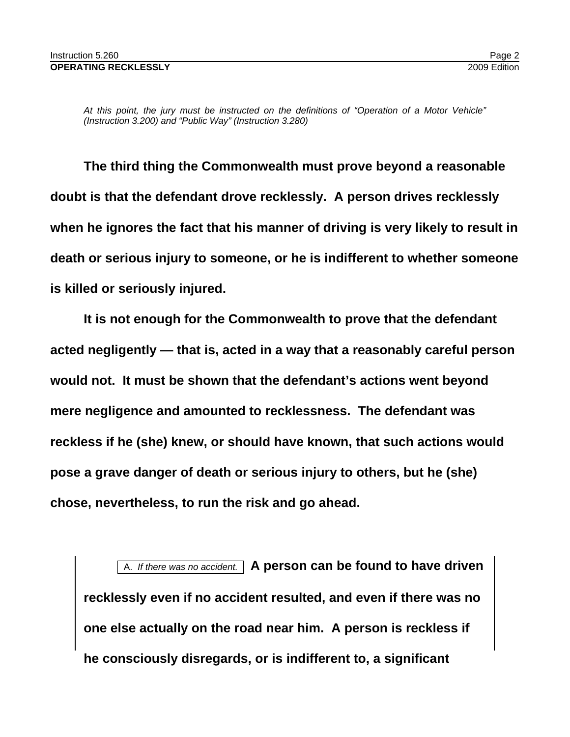*At this point, the jury must be instructed on the definitions of "Operation of a Motor Vehicle" (Instruction 3.200) and "Public Way" (Instruction 3.280)*

**The third thing the Commonwealth must prove beyond a reasonable doubt is that the defendant drove recklessly. A person drives recklessly when he ignores the fact that his manner of driving is very likely to result in death or serious injury to someone, or he is indifferent to whether someone is killed or seriously injured.**

**It is not enough for the Commonwealth to prove that the defendant acted negligently — that is, acted in a way that a reasonably careful person would not. It must be shown that the defendant's actions went beyond mere negligence and amounted to recklessness. The defendant was reckless if he (she) knew, or should have known, that such actions would pose a grave danger of death or serious injury to others, but he (she) chose, nevertheless, to run the risk and go ahead.**

A. *If there was no accident.* **A person can be found to have driven recklessly even if no accident resulted, and even if there was no one else actually on the road near him. A person is reckless if he consciously disregards, or is indifferent to, a significant**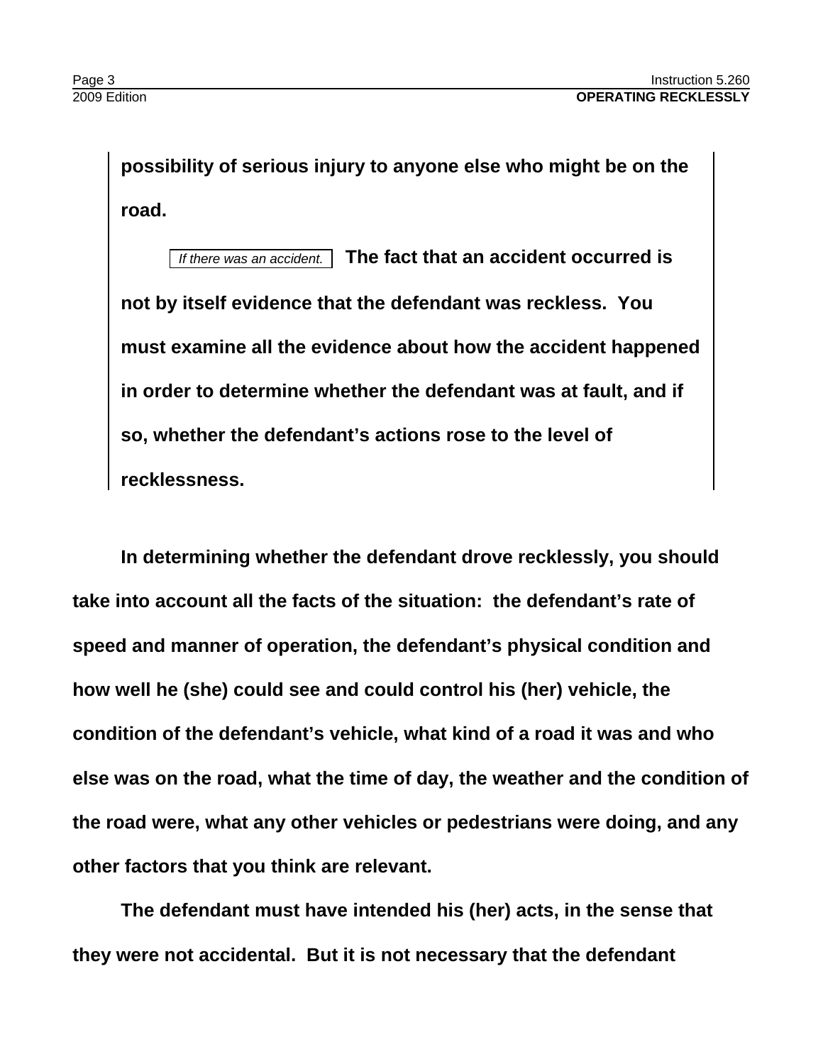**possibility of serious injury to anyone else who might be on the road.**

*If there was an accident.* **The fact that an accident occurred is not by itself evidence that the defendant was reckless. You must examine all the evidence about how the accident happened in order to determine whether the defendant was at fault, and if so, whether the defendant's actions rose to the level of recklessness.**

**In determining whether the defendant drove recklessly, you should take into account all the facts of the situation: the defendant's rate of speed and manner of operation, the defendant's physical condition and how well he (she) could see and could control his (her) vehicle, the condition of the defendant's vehicle, what kind of a road it was and who else was on the road, what the time of day, the weather and the condition of the road were, what any other vehicles or pedestrians were doing, and any other factors that you think are relevant.**

**The defendant must have intended his (her) acts, in the sense that they were not accidental. But it is not necessary that the defendant**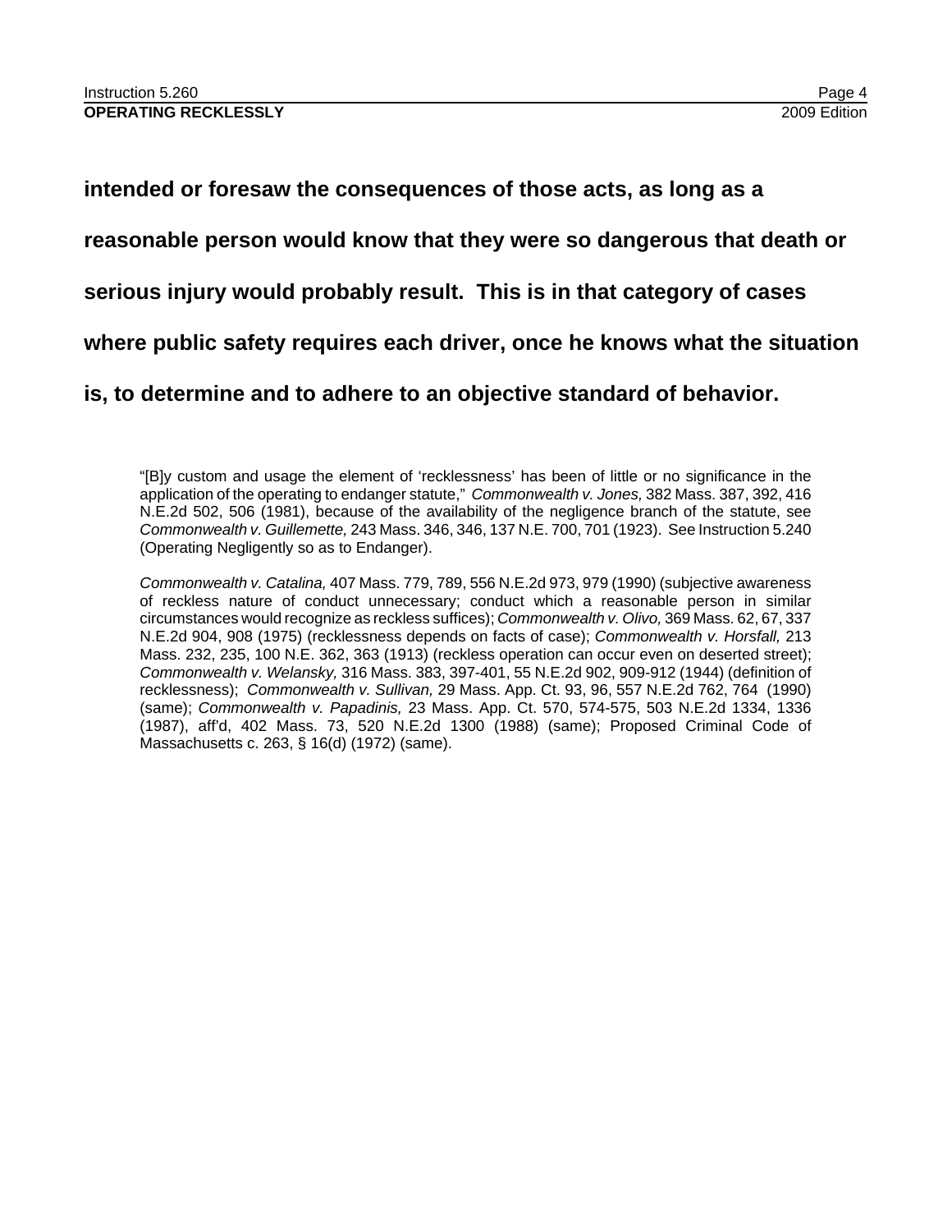**intended or foresaw the consequences of those acts, as long as a reasonable person would know that they were so dangerous that death or serious injury would probably result. This is in that category of cases where public safety requires each driver, once he knows what the situation is, to determine and to adhere to an objective standard of behavior.**

"[B]y custom and usage the element of 'recklessness' has been of little or no significance in the application of the operating to endanger statute," *Commonwealth v. Jones,* 382 Mass. 387, 392, 416 N.E.2d 502, 506 (1981), because of the availability of the negligence branch of the statute, see *Commonwealth v. Guillemette,* 243 Mass. 346, 346, 137 N.E. 700, 701 (1923). See Instruction 5.240 (Operating Negligently so as to Endanger).

*Commonwealth v. Catalina,* 407 Mass. 779, 789, 556 N.E.2d 973, 979 (1990) (subjective awareness of reckless nature of conduct unnecessary; conduct which a reasonable person in similar circumstances would recognize as reckless suffices); *Commonwealth v. Olivo,* 369 Mass. 62, 67, 337 N.E.2d 904, 908 (1975) (recklessness depends on facts of case); *Commonwealth v. Horsfall,* 213 Mass. 232, 235, 100 N.E. 362, 363 (1913) (reckless operation can occur even on deserted street); *Commonwealth v. Welansky,* 316 Mass. 383, 397-401, 55 N.E.2d 902, 909-912 (1944) (definition of recklessness); *Commonwealth v. Sullivan,* 29 Mass. App. Ct. 93, 96, 557 N.E.2d 762, 764 (1990) (same); *Commonwealth v. Papadinis,* 23 Mass. App. Ct. 570, 574-575, 503 N.E.2d 1334, 1336 (1987), aff'd, 402 Mass. 73, 520 N.E.2d 1300 (1988) (same); Proposed Criminal Code of Massachusetts c. 263, § 16(d) (1972) (same).